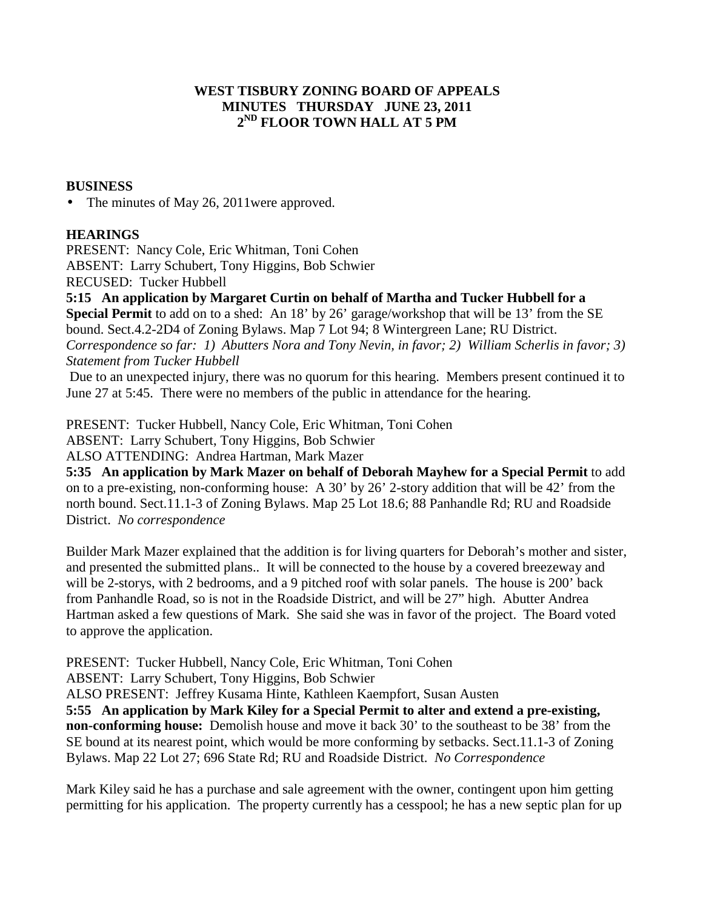# WEST TISBURY ZONING BOARD OF APPEALS
# MINUTES THURSDAY JUNE 23, 2011
# 2ND FLOOR TOWN HALL AT 5 PM

## BUSINESS

- The minutes of May 26, 2011were approved.

## HEARINGS

PRESENT: Nancy Cole, Eric Whitman, Toni Cohen
ABSENT: Larry Schubert, Tony Higgins, Bob Schwier
RECUSED: Tucker Hubbell

**5:15 An application by Margaret Curtin on behalf of Martha and Tucker Hubbell for a Special Permit** to add on to a shed: An 18' by 26' garage/workshop that will be 13' from the SE bound. Sect.4.2-2D4 of Zoning Bylaws. Map 7 Lot 94; 8 Wintergreen Lane; RU District.
*Correspondence so far: 1) Abutters Nora and Tony Nevin, in favor; 2) William Scherlis in favor; 3) Statement from Tucker Hubbell*

Due to an unexpected injury, there was no quorum for this hearing. Members present continued it to June 27 at 5:45. There were no members of the public in attendance for the hearing.

PRESENT: Tucker Hubbell, Nancy Cole, Eric Whitman, Toni Cohen
ABSENT: Larry Schubert, Tony Higgins, Bob Schwier
ALSO ATTENDING: Andrea Hartman, Mark Mazer

**5:35 An application by Mark Mazer on behalf of Deborah Mayhew for a Special Permit** to add on to a pre-existing, non-conforming house: A 30' by 26' 2-story addition that will be 42' from the north bound. Sect.11.1-3 of Zoning Bylaws. Map 25 Lot 18.6; 88 Panhandle Rd; RU and Roadside District. *No correspondence*

Builder Mark Mazer explained that the addition is for living quarters for Deborah's mother and sister, and presented the submitted plans.. It will be connected to the house by a covered breezeway and will be 2-storys, with 2 bedrooms, and a 9 pitched roof with solar panels. The house is 200' back from Panhandle Road, so is not in the Roadside District, and will be 27" high. Abutter Andrea Hartman asked a few questions of Mark. She said she was in favor of the project. The Board voted to approve the application.

PRESENT: Tucker Hubbell, Nancy Cole, Eric Whitman, Toni Cohen
ABSENT: Larry Schubert, Tony Higgins, Bob Schwier
ALSO PRESENT: Jeffrey Kusama Hinte, Kathleen Kaempfort, Susan Austen

**5:55 An application by Mark Kiley for a Special Permit to alter and extend a pre-existing, non-conforming house:** Demolish house and move it back 30' to the southeast to be 38' from the SE bound at its nearest point, which would be more conforming by setbacks. Sect.11.1-3 of Zoning Bylaws. Map 22 Lot 27; 696 State Rd; RU and Roadside District. *No Correspondence*

Mark Kiley said he has a purchase and sale agreement with the owner, contingent upon him getting permitting for his application. The property currently has a cesspool; he has a new septic plan for up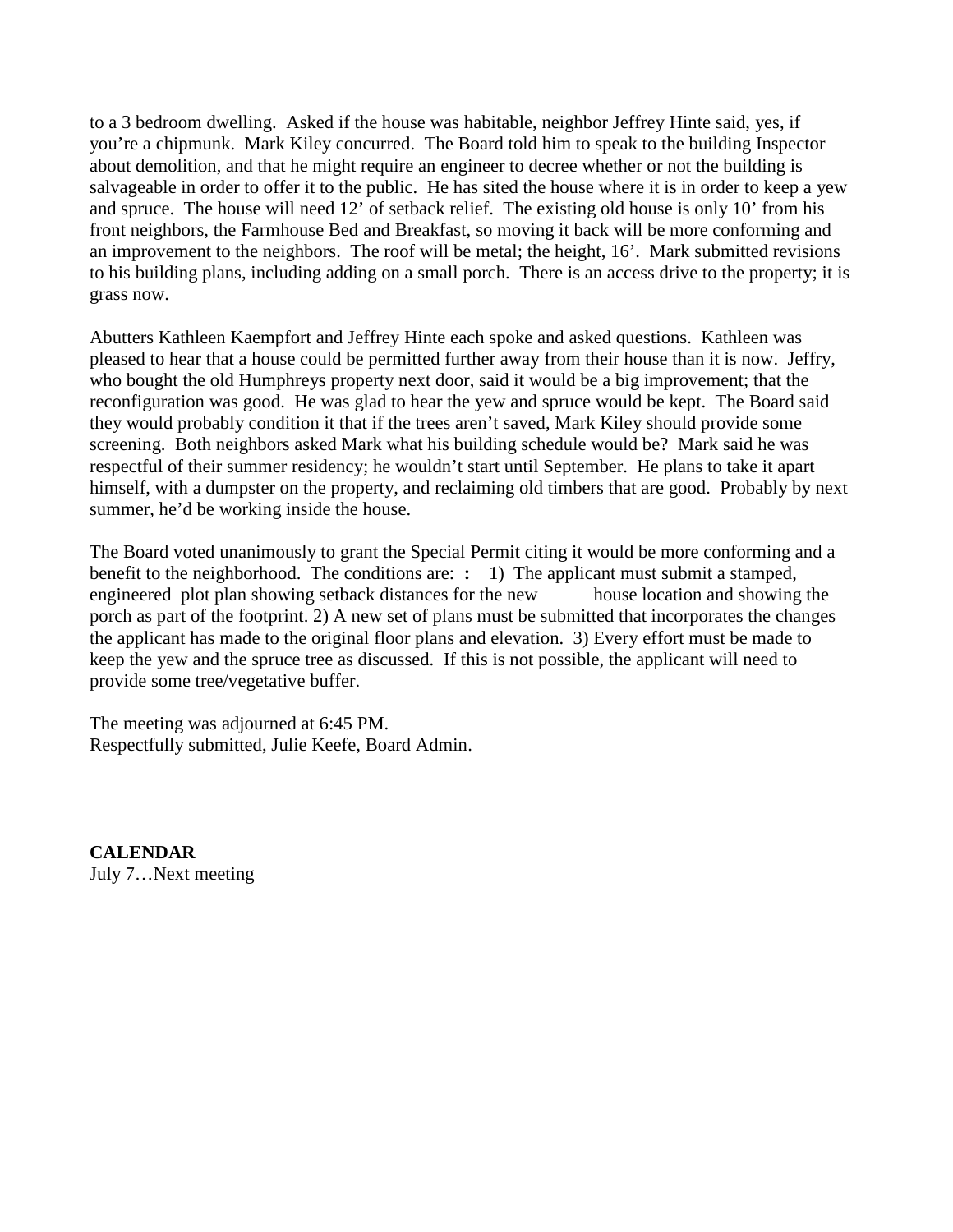to a 3 bedroom dwelling. Asked if the house was habitable, neighbor Jeffrey Hinte said, yes, if you're a chipmunk. Mark Kiley concurred. The Board told him to speak to the building Inspector about demolition, and that he might require an engineer to decree whether or not the building is salvageable in order to offer it to the public. He has sited the house where it is in order to keep a yew and spruce. The house will need 12' of setback relief. The existing old house is only 10' from his front neighbors, the Farmhouse Bed and Breakfast, so moving it back will be more conforming and an improvement to the neighbors. The roof will be metal; the height, 16'. Mark submitted revisions to his building plans, including adding on a small porch. There is an access drive to the property; it is grass now.

Abutters Kathleen Kaempfort and Jeffrey Hinte each spoke and asked questions. Kathleen was pleased to hear that a house could be permitted further away from their house than it is now. Jeffry, who bought the old Humphreys property next door, said it would be a big improvement; that the reconfiguration was good. He was glad to hear the yew and spruce would be kept. The Board said they would probably condition it that if the trees aren't saved, Mark Kiley should provide some screening. Both neighbors asked Mark what his building schedule would be? Mark said he was respectful of their summer residency; he wouldn't start until September. He plans to take it apart himself, with a dumpster on the property, and reclaiming old timbers that are good. Probably by next summer, he'd be working inside the house.

The Board voted unanimously to grant the Special Permit citing it would be more conforming and a benefit to the neighborhood. The conditions are: **:** 1) The applicant must submit a stamped, engineered plot plan showing setback distances for the new house location and showing the porch as part of the footprint. 2) A new set of plans must be submitted that incorporates the changes the applicant has made to the original floor plans and elevation. 3) Every effort must be made to keep the yew and the spruce tree as discussed. If this is not possible, the applicant will need to provide some tree/vegetative buffer.

The meeting was adjourned at 6:45 PM.
Respectfully submitted, Julie Keefe, Board Admin.

**CALENDAR**
July 7…Next meeting